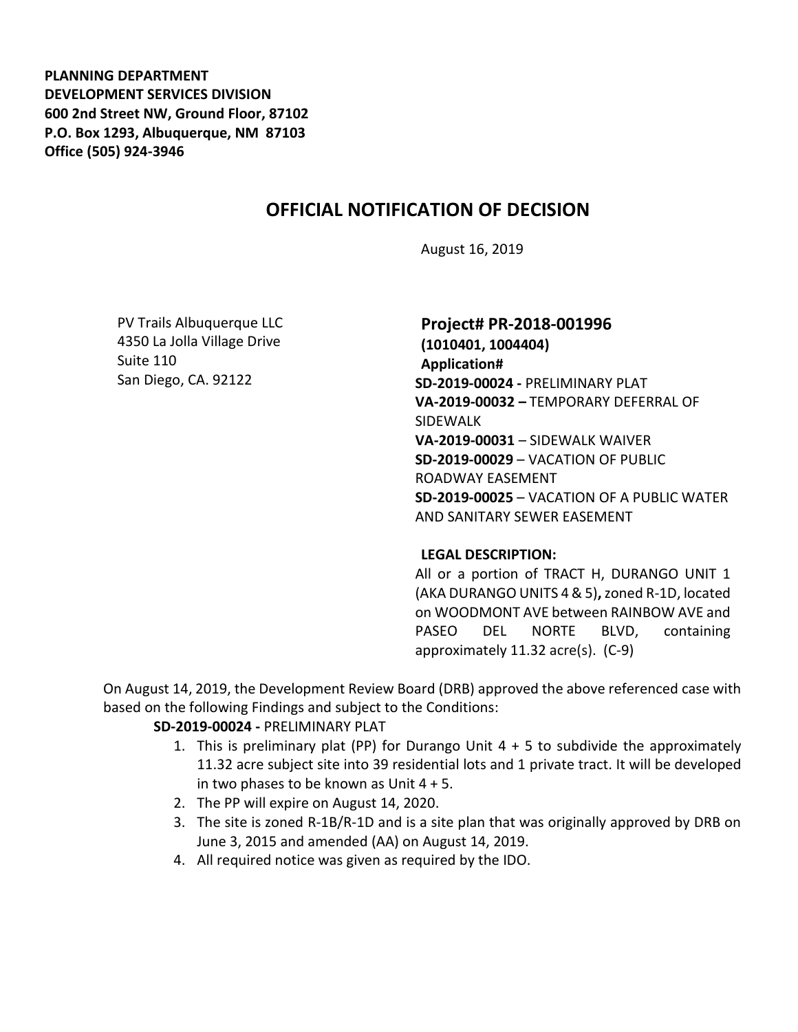**PLANNING DEPARTMENT**
**DEVELOPMENT SERVICES DIVISION**
**600 2nd Street NW, Ground Floor, 87102**
**P.O. Box 1293, Albuquerque, NM 87103**
**Office (505) 924-3946**

# OFFICIAL NOTIFICATION OF DECISION

August 16, 2019

PV Trails Albuquerque LLC
4350 La Jolla Village Drive
Suite 110
San Diego, CA. 92122

**Project# PR-2018-001996**
**(1010401, 1004404)**
**Application#**
**SD-2019-00024 -** PRELIMINARY PLAT
**VA-2019-00032 –** TEMPORARY DEFERRAL OF SIDEWALK
**VA-2019-00031** – SIDEWALK WAIVER
**SD-2019-00029** – VACATION OF PUBLIC ROADWAY EASEMENT
**SD-2019-00025** – VACATION OF A PUBLIC WATER AND SANITARY SEWER EASEMENT

**LEGAL DESCRIPTION:**
All or a portion of TRACT H, DURANGO UNIT 1 (AKA DURANGO UNITS 4 & 5)**,** zoned R-1D, located on WOODMONT AVE between RAINBOW AVE and PASEO DEL NORTE BLVD, containing approximately 11.32 acre(s). (C-9)

On August 14, 2019, the Development Review Board (DRB) approved the above referenced case with based on the following Findings and subject to the Conditions:

**SD-2019-00024 -** PRELIMINARY PLAT

1. This is preliminary plat (PP) for Durango Unit 4 + 5 to subdivide the approximately 11.32 acre subject site into 39 residential lots and 1 private tract. It will be developed in two phases to be known as Unit 4 + 5.
2. The PP will expire on August 14, 2020.
3. The site is zoned R-1B/R-1D and is a site plan that was originally approved by DRB on June 3, 2015 and amended (AA) on August 14, 2019.
4. All required notice was given as required by the IDO.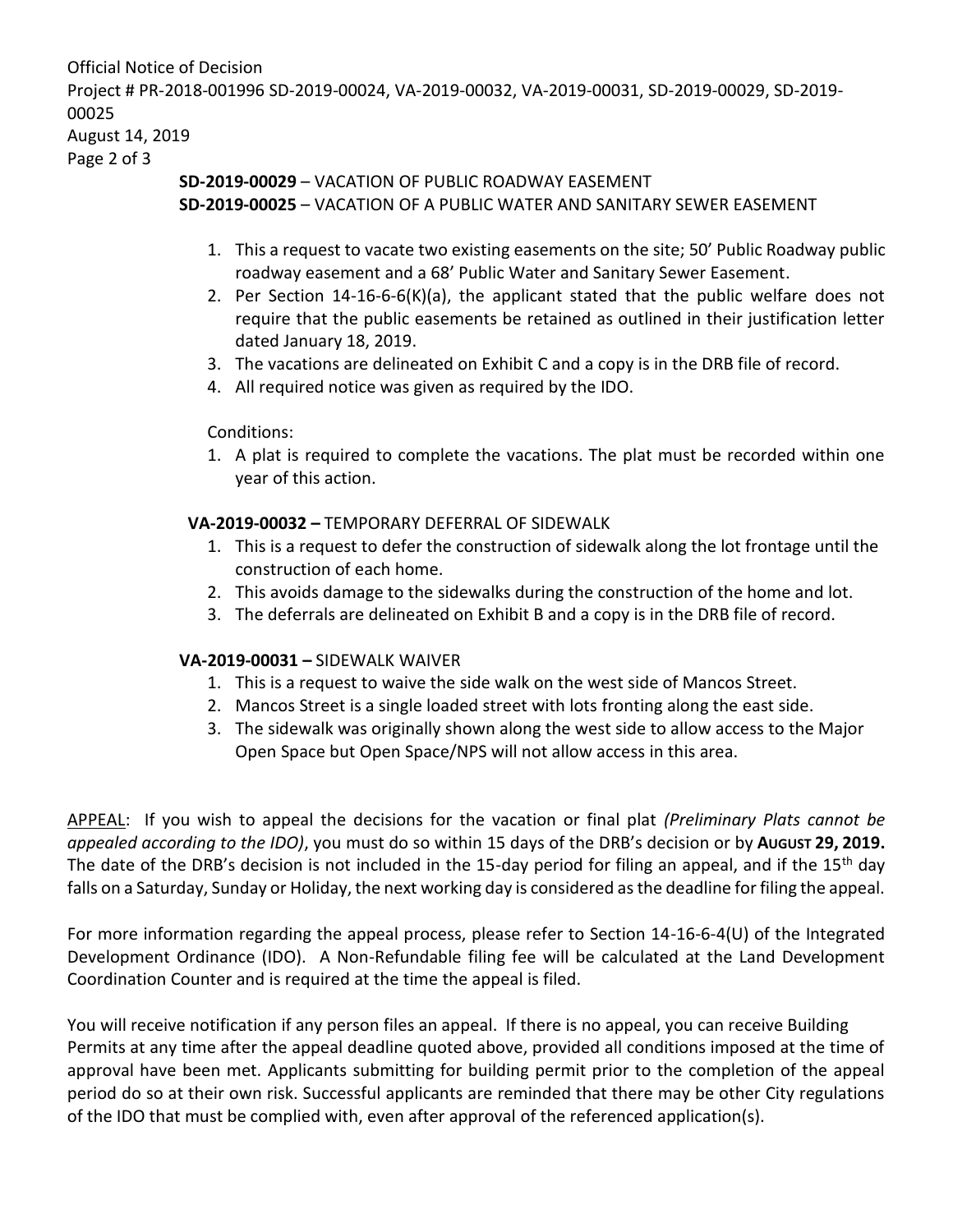**SD-2019-00029** – VACATION OF PUBLIC ROADWAY EASEMENT
**SD-2019-00025** – VACATION OF A PUBLIC WATER AND SANITARY SEWER EASEMENT

1. This a request to vacate two existing easements on the site; 50' Public Roadway public roadway easement and a 68' Public Water and Sanitary Sewer Easement.
2. Per Section 14-16-6-6(K)(a), the applicant stated that the public welfare does not require that the public easements be retained as outlined in their justification letter dated January 18, 2019.
3. The vacations are delineated on Exhibit C and a copy is in the DRB file of record.
4. All required notice was given as required by the IDO.

Conditions:

1. A plat is required to complete the vacations. The plat must be recorded within one year of this action.

**VA-2019-00032 –** TEMPORARY DEFERRAL OF SIDEWALK

1. This is a request to defer the construction of sidewalk along the lot frontage until the construction of each home.
2. This avoids damage to the sidewalks during the construction of the home and lot.
3. The deferrals are delineated on Exhibit B and a copy is in the DRB file of record.

**VA-2019-00031 –** SIDEWALK WAIVER

1. This is a request to waive the side walk on the west side of Mancos Street.
2. Mancos Street is a single loaded street with lots fronting along the east side.
3. The sidewalk was originally shown along the west side to allow access to the Major Open Space but Open Space/NPS will not allow access in this area.

APPEAL: If you wish to appeal the decisions for the vacation or final plat *(Preliminary Plats cannot be appealed according to the IDO)*, you must do so within 15 days of the DRB's decision or by **AUGUST 29, 2019.** The date of the DRB's decision is not included in the 15-day period for filing an appeal, and if the 15th day falls on a Saturday, Sunday or Holiday, the next working day is considered as the deadline for filing the appeal.

For more information regarding the appeal process, please refer to Section 14-16-6-4(U) of the Integrated Development Ordinance (IDO). A Non-Refundable filing fee will be calculated at the Land Development Coordination Counter and is required at the time the appeal is filed.

You will receive notification if any person files an appeal. If there is no appeal, you can receive Building Permits at any time after the appeal deadline quoted above, provided all conditions imposed at the time of approval have been met. Applicants submitting for building permit prior to the completion of the appeal period do so at their own risk. Successful applicants are reminded that there may be other City regulations of the IDO that must be complied with, even after approval of the referenced application(s).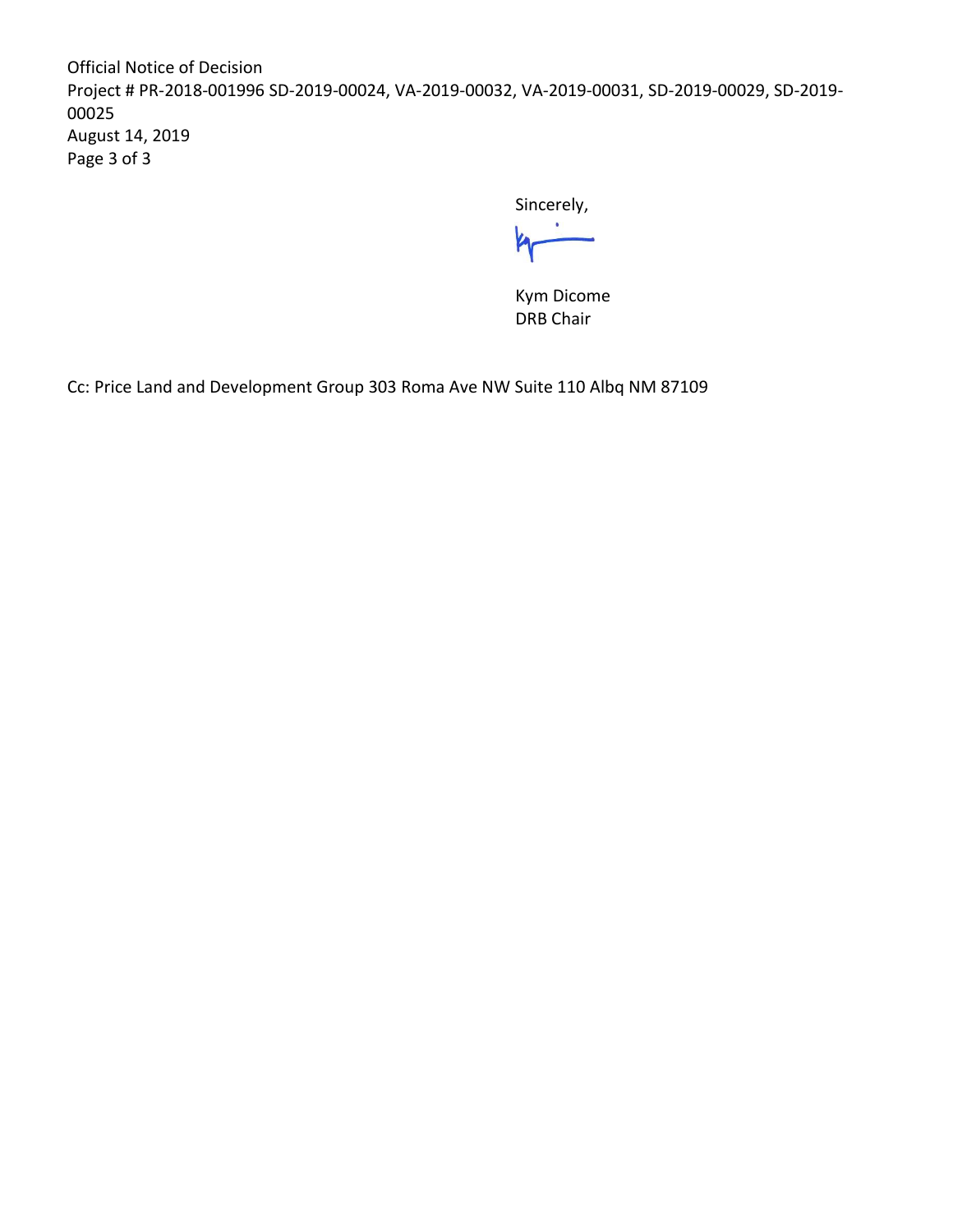Sincerely,

Kym Dicome
DRB Chair

Cc: Price Land and Development Group 303 Roma Ave NW Suite 110 Albq NM 87109